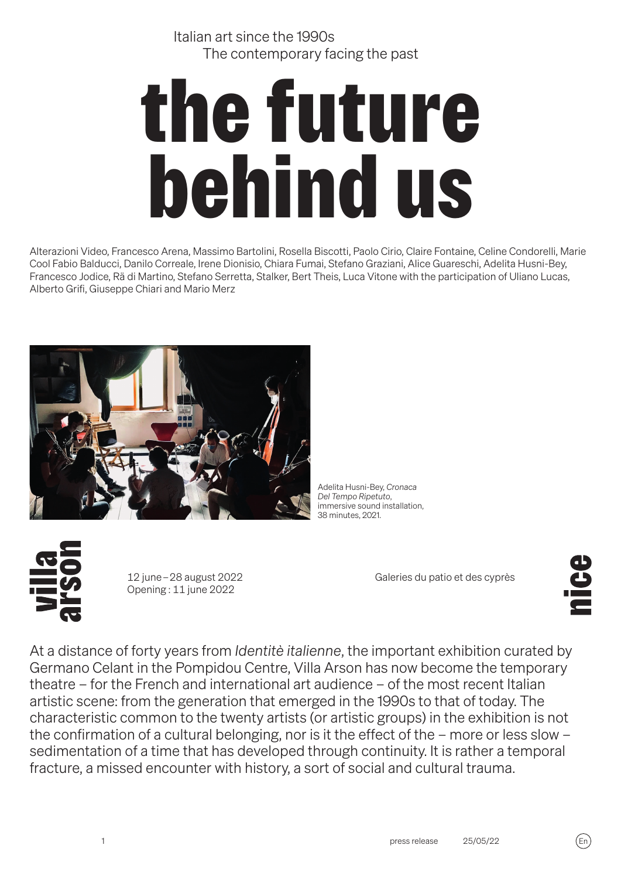Italian art since the 1990s
The contemporary facing the past

# the future behind us

Alterazioni Video, Francesco Arena, Massimo Bartolini, Rosella Biscotti, Paolo Cirio, Claire Fontaine, Celine Condorelli, Marie Cool Fabio Balducci, Danilo Correale, Irene Dionisio, Chiara Fumai, Stefano Graziani, Alice Guareschi, Adelita Husni-Bey, Francesco Jodice, Rä di Martino, Stefano Serretta, Stalker, Bert Theis, Luca Vitone with the participation of Uliano Lucas, Alberto Grifi, Giuseppe Chiari and Mario Merz

Adelita Husni-Bey, *Cronaca Del Tempo Ripetuto*, immersive sound installation, 38 minutes, 2021.

villa arson

12 june – 28 august 2022
Opening : 11 june 2022

Galeries du patio et des cyprès

nice

At a distance of forty years from *Identitè italienne*, the important exhibition curated by Germano Celant in the Pompidou Centre, Villa Arson has now become the temporary theatre – for the French and international art audience – of the most recent Italian artistic scene: from the generation that emerged in the 1990s to that of today. The characteristic common to the twenty artists (or artistic groups) in the exhibition is not the confirmation of a cultural belonging, nor is it the effect of the – more or less slow – sedimentation of a time that has developed through continuity. It is rather a temporal fracture, a missed encounter with history, a sort of social and cultural trauma.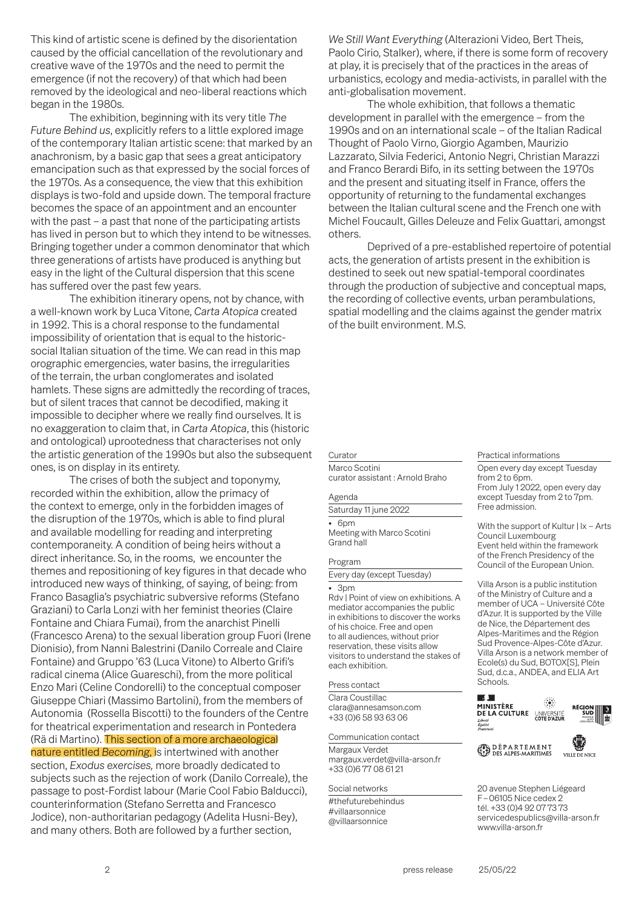This kind of artistic scene is defined by the disorientation caused by the official cancellation of the revolutionary and creative wave of the 1970s and the need to permit the emergence (if not the recovery) of that which had been removed by the ideological and neo-liberal reactions which began in the 1980s.

The exhibition, beginning with its very title *The Future Behind us*, explicitly refers to a little explored image of the contemporary Italian artistic scene: that marked by an anachronism, by a basic gap that sees a great anticipatory emancipation such as that expressed by the social forces of the 1970s. As a consequence, the view that this exhibition displays is two-fold and upside down. The temporal fracture becomes the space of an appointment and an encounter with the past – a past that none of the participating artists has lived in person but to which they intend to be witnesses. Bringing together under a common denominator that which three generations of artists have produced is anything but easy in the light of the Cultural dispersion that this scene has suffered over the past few years.

The exhibition itinerary opens, not by chance, with a well-known work by Luca Vitone, *Carta Atopica* created in 1992. This is a choral response to the fundamental impossibility of orientation that is equal to the historic-social Italian situation of the time. We can read in this map orographic emergencies, water basins, the irregularities of the terrain, the urban conglomerates and isolated hamlets. These signs are admittedly the recording of traces, but of silent traces that cannot be decodified, making it impossible to decipher where we really find ourselves. It is no exaggeration to claim that, in *Carta Atopica*, this (historic and ontological) uprootedness that characterises not only the artistic generation of the 1990s but also the subsequent ones, is on display in its entirety.

The crises of both the subject and toponymy, recorded within the exhibition, allow the primacy of the context to emerge, only in the forbidden images of the disruption of the 1970s, which is able to find plural and available modelling for reading and interpreting contemporaneity. A condition of being heirs without a direct inheritance. So, in the rooms, we encounter the themes and repositioning of key figures in that decade who introduced new ways of thinking, of saying, of being: from Franco Basaglia's psychiatric subversive reforms (Stefano Graziani) to Carla Lonzi with her feminist theories (Claire Fontaine and Chiara Fumai), from the anarchist Pinelli (Francesco Arena) to the sexual liberation group Fuori (Irene Dionisio), from Nanni Balestrini (Danilo Correale and Claire Fontaine) and Gruppo '63 (Luca Vitone) to Alberto Grifi's radical cinema (Alice Guareschi), from the more political Enzo Mari (Celine Condorelli) to the conceptual composer Giuseppe Chiari (Massimo Bartolini), from the members of Autonomia (Rossella Biscotti) to the founders of the Centre for theatrical experimentation and research in Pontedera (Rä di Martino). This section of a more archaeological nature entitled *Becoming*, is intertwined with another section, *Exodus exercises,* more broadly dedicated to subjects such as the rejection of work (Danilo Correale), the passage to post-Fordist labour (Marie Cool Fabio Balducci), counterinformation (Stefano Serretta and Francesco Jodice), non-authoritarian pedagogy (Adelita Husni-Bey), and many others. Both are followed by a further section, *We Still Want Everything* (Alterazioni Video, Bert Theis, Paolo Cirio, Stalker), where, if there is some form of recovery at play, it is precisely that of the practices in the areas of urbanistics, ecology and media-activists, in parallel with the anti-globalisation movement.

The whole exhibition, that follows a thematic development in parallel with the emergence – from the 1990s and on an international scale – of the Italian Radical Thought of Paolo Virno, Giorgio Agamben, Maurizio Lazzarato, Silvia Federici, Antonio Negri, Christian Marazzi and Franco Berardi Bifo, in its setting between the 1970s and the present and situating itself in France, offers the opportunity of returning to the fundamental exchanges between the Italian cultural scene and the French one with Michel Foucault, Gilles Deleuze and Felix Guattari, amongst others.

Deprived of a pre-established repertoire of potential acts, the generation of artists present in the exhibition is destined to seek out new spatial-temporal coordinates through the production of subjective and conceptual maps, the recording of collective events, urban perambulations, spatial modelling and the claims against the gender matrix of the built environment. M.S.

### Curator

Marco Scotini
curator assistant : Arnold Braho

### Agenda

Saturday 11 june 2022

- 6pm
Meeting with Marco Scotini
Grand hall

### Program

Every day (except Tuesday)

- 3pm
Rdv | Point of view on exhibitions. A mediator accompanies the public in exhibitions to discover the works of his choice. Free and open to all audiences, without prior reservation, these visits allow visitors to understand the stakes of each exhibition.

### Press contact

Clara Coustillac
clara@annesamson.com
+33 (0)6 58 93 63 06

### Communication contact

Margaux Verdet
margaux.verdet@villa-arson.fr
+33 (0)6 77 08 61 21

### Social networks

#thefuturebehindus
#villaarsonnice
@villaarsonnice

### Practical informations

Open every day except Tuesday from 2 to 6pm.
From July 1 2022, open every day except Tuesday from 2 to 7pm.
Free admission.

With the support of Kultur | lx – Arts Council Luxembourg
Event held within the framework of the French Presidency of the Council of the European Union.

Villa Arson is a public institution of the Ministry of Culture and a member of UCA – Université Côte d'Azur. It is supported by the Ville de Nice, the Département des Alpes-Maritimes and the Région Sud Provence-Alpes-Côte d'Azur. Villa Arson is a network member of Ecole(s) du Sud, BOTOX[S], Plein Sud, d.c.a., ANDEA, and ELIA Art Schools.

Ministère de la Culture — Université Côte d'Azur — Région Sud — Département des Alpes-Maritimes — Ville de Nice

20 avenue Stephen Liégeard
F – 06105 Nice cedex 2
tél. +33 (0)4 92 07 73 73
servicedespublics@villa-arson.fr
www.villa-arson.fr

press release 25/05/22